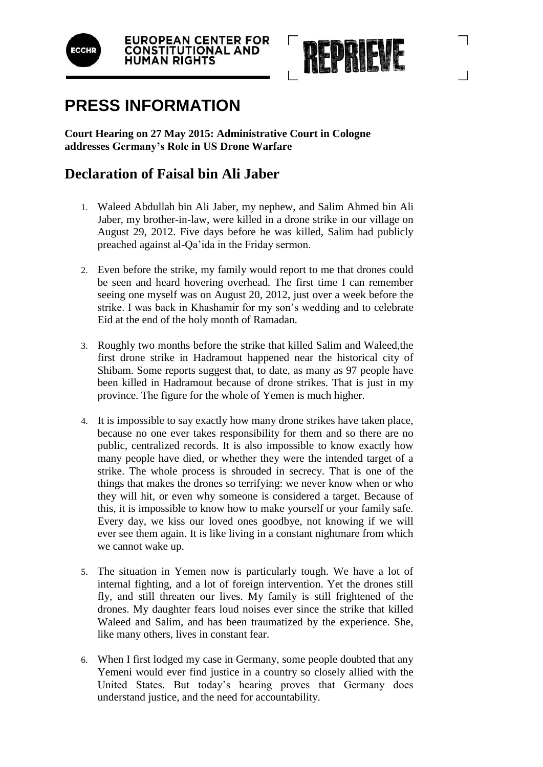EUROPEAN CENTER FOR CONSTITUTIONAL AND HUMAN RIGHTS

REPRIEVE

# PRESS INFORMATION

**Court Hearing on 27 May 2015: Administrative Court in Cologne addresses Germany's Role in US Drone Warfare**

## Declaration of Faisal bin Ali Jaber

1. Waleed Abdullah bin Ali Jaber, my nephew, and Salim Ahmed bin Ali Jaber, my brother-in-law, were killed in a drone strike in our village on August 29, 2012. Five days before he was killed, Salim had publicly preached against al-Qa'ida in the Friday sermon.

2. Even before the strike, my family would report to me that drones could be seen and heard hovering overhead. The first time I can remember seeing one myself was on August 20, 2012, just over a week before the strike. I was back in Khashamir for my son's wedding and to celebrate Eid at the end of the holy month of Ramadan.

3. Roughly two months before the strike that killed Salim and Waleed,the first drone strike in Hadramout happened near the historical city of Shibam. Some reports suggest that, to date, as many as 97 people have been killed in Hadramout because of drone strikes. That is just in my province. The figure for the whole of Yemen is much higher.

4. It is impossible to say exactly how many drone strikes have taken place, because no one ever takes responsibility for them and so there are no public, centralized records. It is also impossible to know exactly how many people have died, or whether they were the intended target of a strike. The whole process is shrouded in secrecy. That is one of the things that makes the drones so terrifying: we never know when or who they will hit, or even why someone is considered a target. Because of this, it is impossible to know how to make yourself or your family safe. Every day, we kiss our loved ones goodbye, not knowing if we will ever see them again. It is like living in a constant nightmare from which we cannot wake up.

5. The situation in Yemen now is particularly tough. We have a lot of internal fighting, and a lot of foreign intervention. Yet the drones still fly, and still threaten our lives. My family is still frightened of the drones. My daughter fears loud noises ever since the strike that killed Waleed and Salim, and has been traumatized by the experience. She, like many others, lives in constant fear.

6. When I first lodged my case in Germany, some people doubted that any Yemeni would ever find justice in a country so closely allied with the United States. But today's hearing proves that Germany does understand justice, and the need for accountability.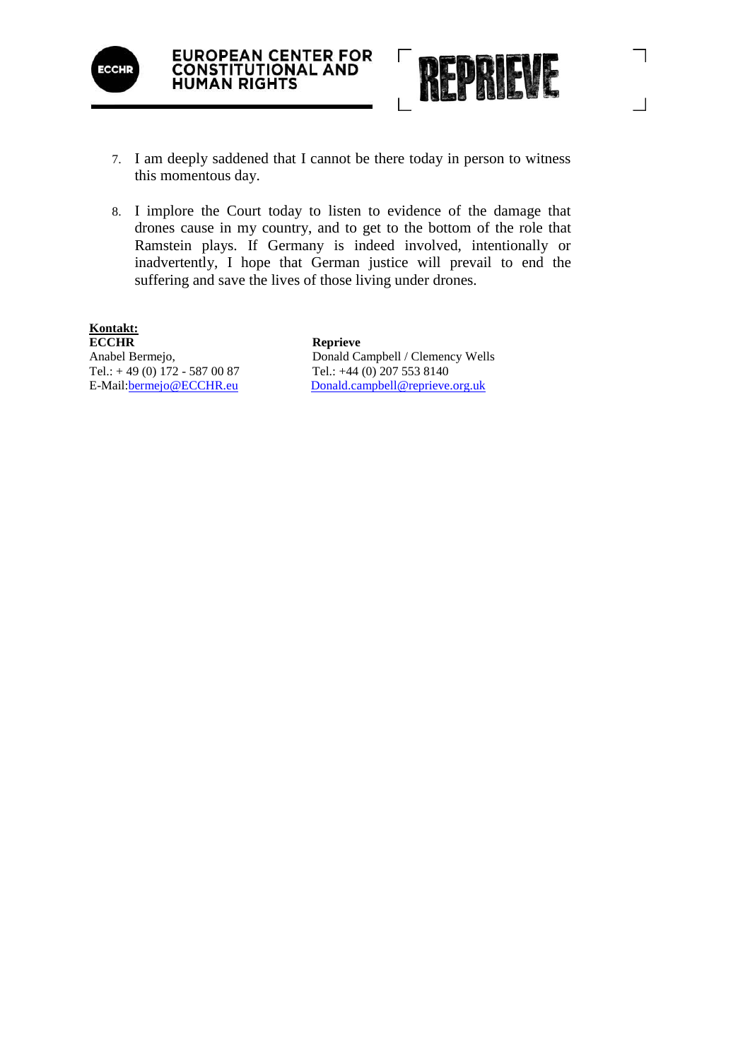7. I am deeply saddened that I cannot be there today in person to witness this momentous day.

8. I implore the Court today to listen to evidence of the damage that drones cause in my country, and to get to the bottom of the role that Ramstein plays. If Germany is indeed involved, intentionally or inadvertently, I hope that German justice will prevail to end the suffering and save the lives of those living under drones.

**Kontakt:**

**ECCHR**
Anabel Bermejo,
Tel.: + 49 (0) 172 - 587 00 87
E-Mail:bermejo@ECCHR.eu

**Reprieve**
Donald Campbell / Clemency Wells
Tel.: +44 (0) 207 553 8140
Donald.campbell@reprieve.org.uk